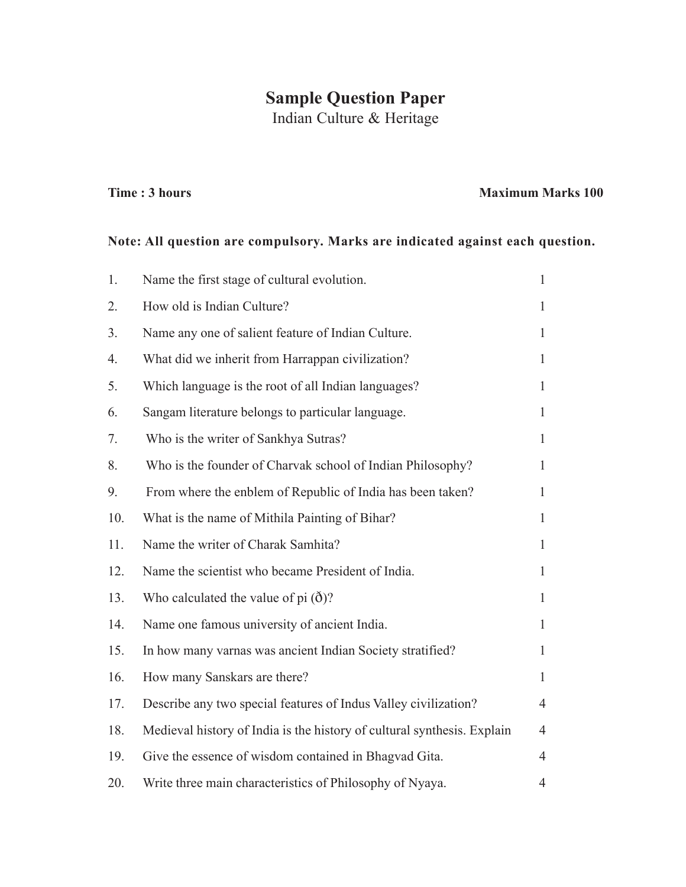# Sample Question Paper

Indian Culture & Heritage

**Time : 3 hours** **Maximum Marks 100**

**Note: All question are compulsory. Marks are indicated against each question.**

| | | |
|---|---|---|
| 1. | Name the first stage of cultural evolution. | 1 |
| 2. | How old is Indian Culture? | 1 |
| 3. | Name any one of salient feature of Indian Culture. | 1 |
| 4. | What did we inherit from Harrappan civilization? | 1 |
| 5. | Which language is the root of all Indian languages? | 1 |
| 6. | Sangam literature belongs to particular language. | 1 |
| 7. | Who is the writer of Sankhya Sutras? | 1 |
| 8. | Who is the founder of Charvak school of Indian Philosophy? | 1 |
| 9. | From where the enblem of Republic of India has been taken? | 1 |
| 10. | What is the name of Mithila Painting of Bihar? | 1 |
| 11. | Name the writer of Charak Samhita? | 1 |
| 12. | Name the scientist who became President of India. | 1 |
| 13. | Who calculated the value of pi (ð)? | 1 |
| 14. | Name one famous university of ancient India. | 1 |
| 15. | In how many varnas was ancient Indian Society stratified? | 1 |
| 16. | How many Sanskars are there? | 1 |
| 17. | Describe any two special features of Indus Valley civilization? | 4 |
| 18. | Medieval history of India is the history of cultural synthesis. Explain | 4 |
| 19. | Give the essence of wisdom contained in Bhagvad Gita. | 4 |
| 20. | Write three main characteristics of Philosophy of Nyaya. | 4 |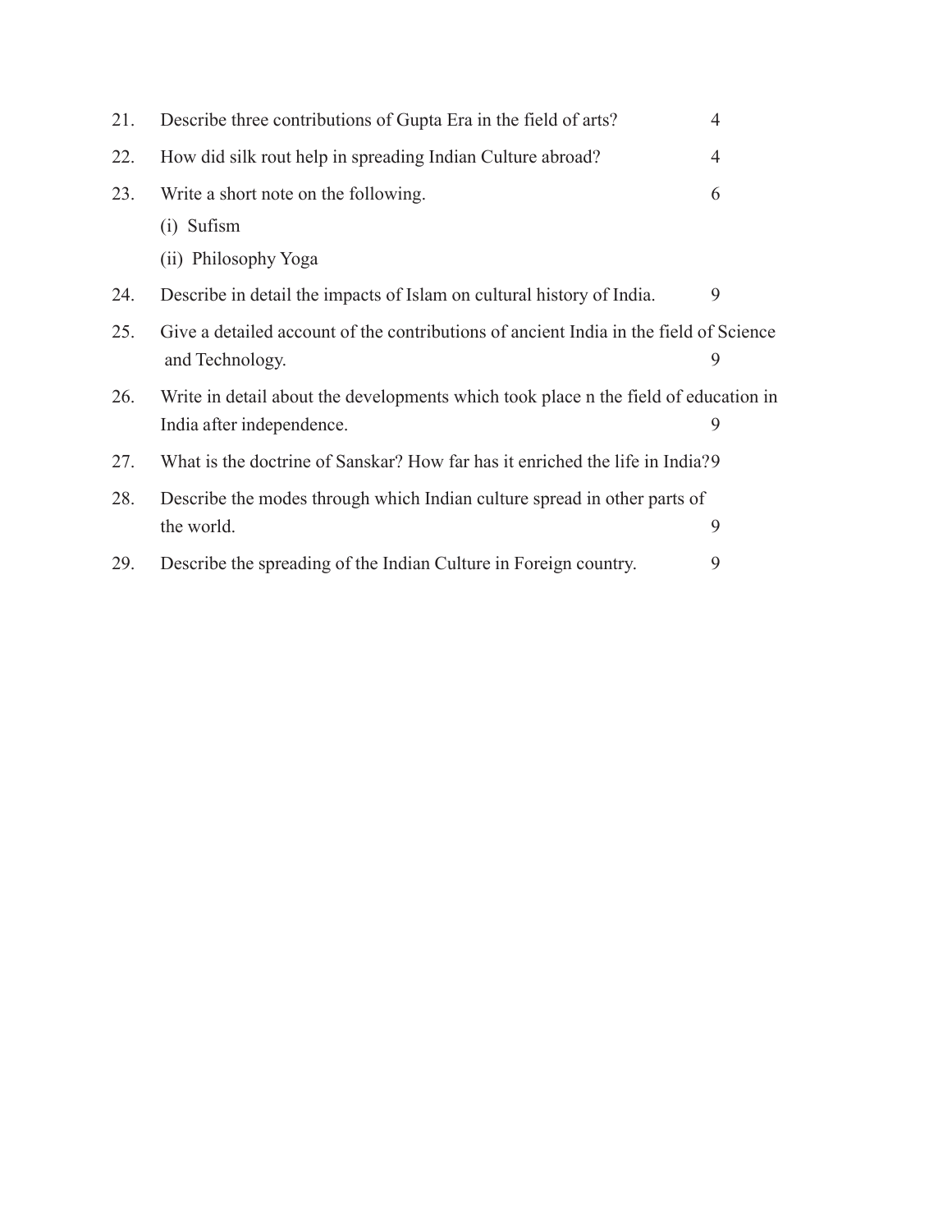21. Describe three contributions of Gupta Era in the field of arts? 4

22. How did silk rout help in spreading Indian Culture abroad? 4

23. Write a short note on the following. 6

    (i) Sufism

    (ii) Philosophy Yoga

24. Describe in detail the impacts of Islam on cultural history of India. 9

25. Give a detailed account of the contributions of ancient India in the field of Science and Technology. 9

26. Write in detail about the developments which took place n the field of education in India after independence. 9

27. What is the doctrine of Sanskar? How far has it enriched the life in India?9

28. Describe the modes through which Indian culture spread in other parts of the world. 9

29. Describe the spreading of the Indian Culture in Foreign country. 9